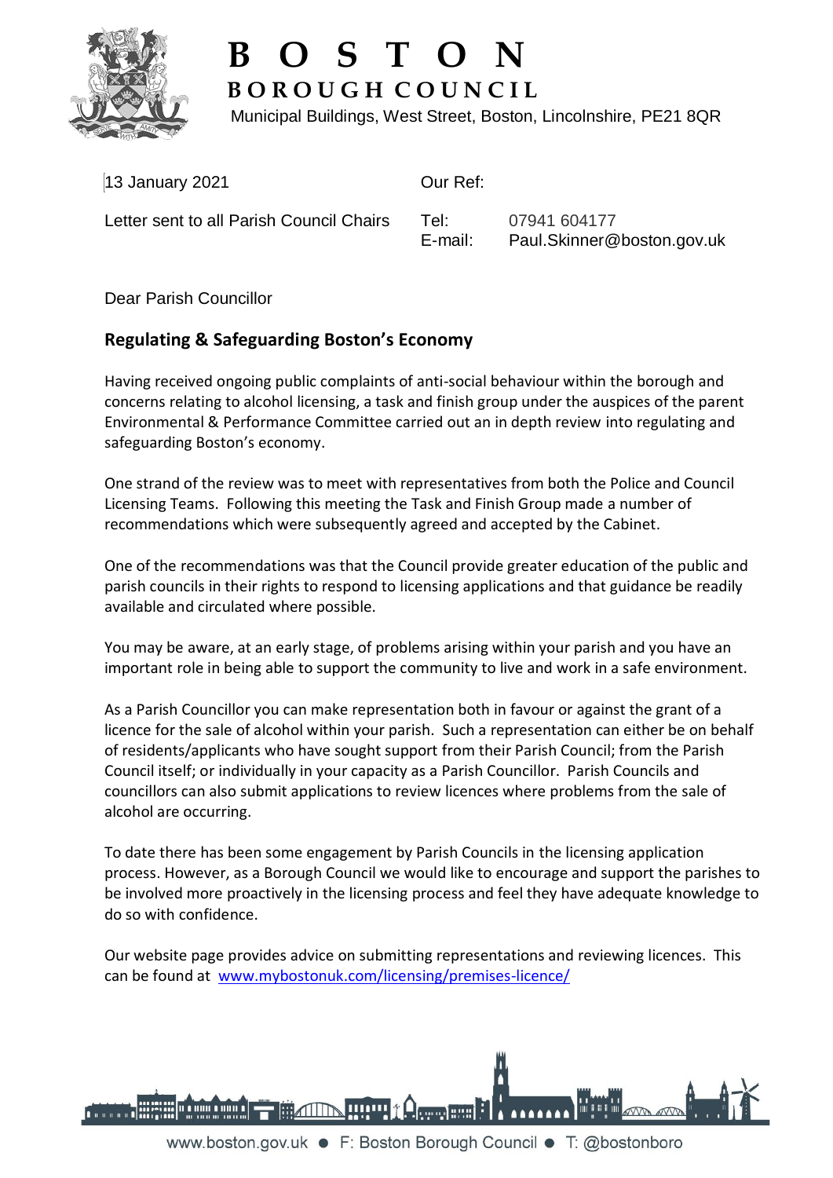# BOSTON
## BOROUGH COUNCIL

Municipal Buildings, West Street, Boston, Lincolnshire, PE21 8QR

13 January 2021

Letter sent to all Parish Council Chairs

Our Ref:

Tel: 07941 604177
E-mail: Paul.Skinner@boston.gov.uk

Dear Parish Councillor

**Regulating & Safeguarding Boston's Economy**

Having received ongoing public complaints of anti-social behaviour within the borough and concerns relating to alcohol licensing, a task and finish group under the auspices of the parent Environmental & Performance Committee carried out an in depth review into regulating and safeguarding Boston's economy.

One strand of the review was to meet with representatives from both the Police and Council Licensing Teams. Following this meeting the Task and Finish Group made a number of recommendations which were subsequently agreed and accepted by the Cabinet.

One of the recommendations was that the Council provide greater education of the public and parish councils in their rights to respond to licensing applications and that guidance be readily available and circulated where possible.

You may be aware, at an early stage, of problems arising within your parish and you have an important role in being able to support the community to live and work in a safe environment.

As a Parish Councillor you can make representation both in favour or against the grant of a licence for the sale of alcohol within your parish. Such a representation can either be on behalf of residents/applicants who have sought support from their Parish Council; from the Parish Council itself; or individually in your capacity as a Parish Councillor. Parish Councils and councillors can also submit applications to review licences where problems from the sale of alcohol are occurring.

To date there has been some engagement by Parish Councils in the licensing application process. However, as a Borough Council we would like to encourage and support the parishes to be involved more proactively in the licensing process and feel they have adequate knowledge to do so with confidence.

Our website page provides advice on submitting representations and reviewing licences. This can be found at [www.mybostonuk.com/licensing/premises-licence/](www.mybostonuk.com/licensing/premises-licence/)

www.boston.gov.uk ● F: Boston Borough Council ● T: @bostonboro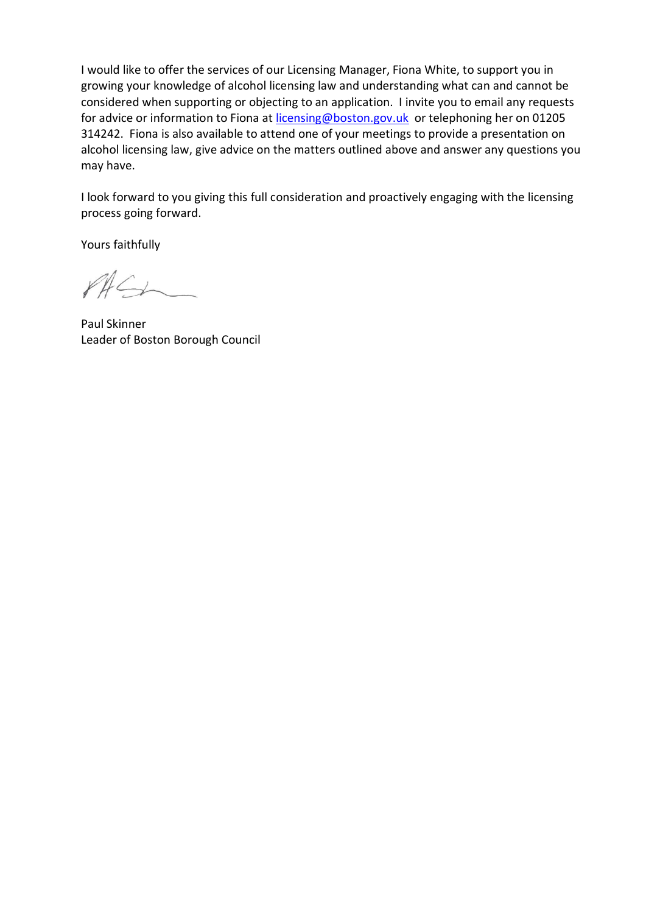I would like to offer the services of our Licensing Manager, Fiona White, to support you in growing your knowledge of alcohol licensing law and understanding what can and cannot be considered when supporting or objecting to an application. I invite you to email any requests for advice or information to Fiona at licensing@boston.gov.uk or telephoning her on 01205 314242. Fiona is also available to attend one of your meetings to provide a presentation on alcohol licensing law, give advice on the matters outlined above and answer any questions you may have.

I look forward to you giving this full consideration and proactively engaging with the licensing process going forward.

Yours faithfully

Paul Skinner
Leader of Boston Borough Council